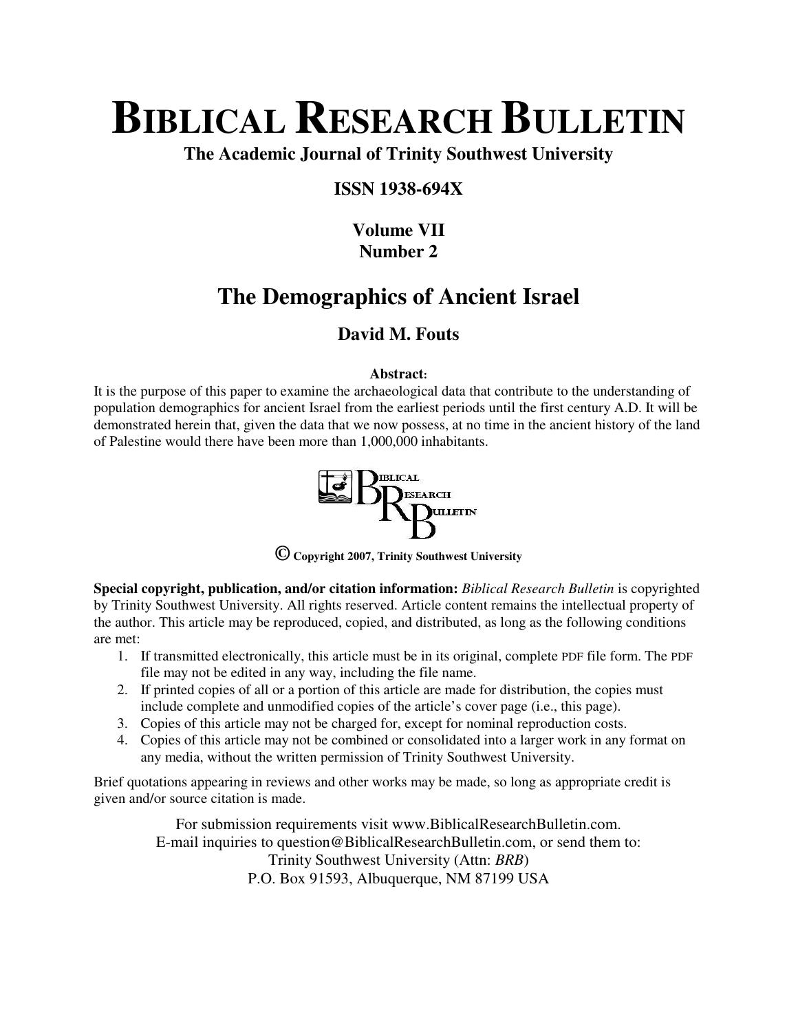# Biblical Research Bulletin

**The Academic Journal of Trinity Southwest University**

**ISSN 1938-694X**

**Volume VII**
**Number 2**

## The Demographics of Ancient Israel

### David M. Fouts

**Abstract:**

It is the purpose of this paper to examine the archaeological data that contribute to the understanding of population demographics for ancient Israel from the earliest periods until the first century A.D. It will be demonstrated herein that, given the data that we now possess, at no time in the ancient history of the land of Palestine would there have been more than 1,000,000 inhabitants.

© Copyright 2007, Trinity Southwest University

**Special copyright, publication, and/or citation information:** *Biblical Research Bulletin* is copyrighted by Trinity Southwest University. All rights reserved. Article content remains the intellectual property of the author. This article may be reproduced, copied, and distributed, as long as the following conditions are met:

1. If transmitted electronically, this article must be in its original, complete PDF file form. The PDF file may not be edited in any way, including the file name.
2. If printed copies of all or a portion of this article are made for distribution, the copies must include complete and unmodified copies of the article's cover page (i.e., this page).
3. Copies of this article may not be charged for, except for nominal reproduction costs.
4. Copies of this article may not be combined or consolidated into a larger work in any format on any media, without the written permission of Trinity Southwest University.

Brief quotations appearing in reviews and other works may be made, so long as appropriate credit is given and/or source citation is made.

For submission requirements visit www.BiblicalResearchBulletin.com.
E-mail inquiries to question@BiblicalResearchBulletin.com, or send them to:
Trinity Southwest University (Attn: *BRB*)
P.O. Box 91593, Albuquerque, NM 87199 USA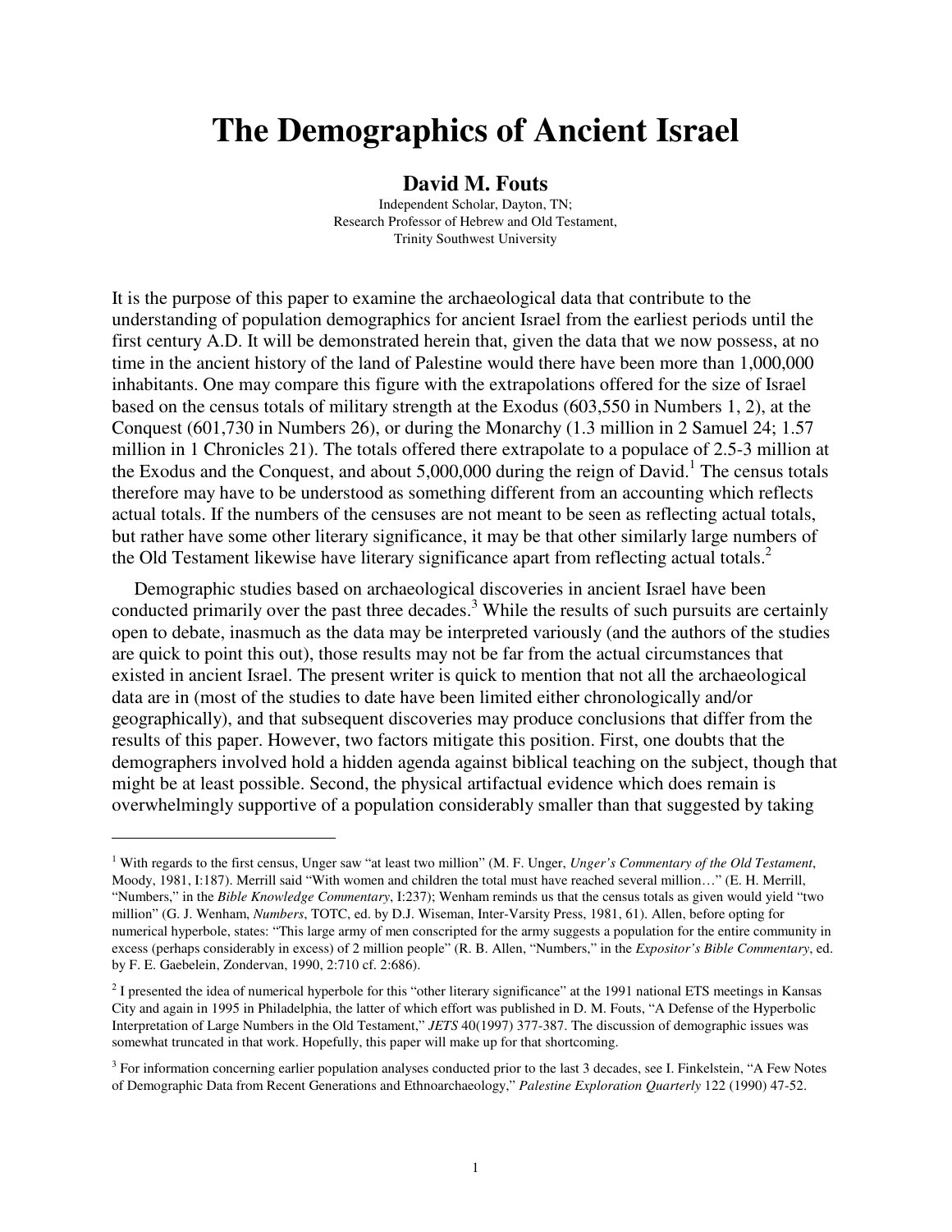# The Demographics of Ancient Israel

**David M. Fouts**

Independent Scholar, Dayton, TN;
Research Professor of Hebrew and Old Testament,
Trinity Southwest University

It is the purpose of this paper to examine the archaeological data that contribute to the understanding of population demographics for ancient Israel from the earliest periods until the first century A.D. It will be demonstrated herein that, given the data that we now possess, at no time in the ancient history of the land of Palestine would there have been more than 1,000,000 inhabitants. One may compare this figure with the extrapolations offered for the size of Israel based on the census totals of military strength at the Exodus (603,550 in Numbers 1, 2), at the Conquest (601,730 in Numbers 26), or during the Monarchy (1.3 million in 2 Samuel 24; 1.57 million in 1 Chronicles 21). The totals offered there extrapolate to a populace of 2.5-3 million at the Exodus and the Conquest, and about 5,000,000 during the reign of David.[1] The census totals therefore may have to be understood as something different from an accounting which reflects actual totals. If the numbers of the censuses are not meant to be seen as reflecting actual totals, but rather have some other literary significance, it may be that other similarly large numbers of the Old Testament likewise have literary significance apart from reflecting actual totals.[2]

Demographic studies based on archaeological discoveries in ancient Israel have been conducted primarily over the past three decades.[3] While the results of such pursuits are certainly open to debate, inasmuch as the data may be interpreted variously (and the authors of the studies are quick to point this out), those results may not be far from the actual circumstances that existed in ancient Israel. The present writer is quick to mention that not all the archaeological data are in (most of the studies to date have been limited either chronologically and/or geographically), and that subsequent discoveries may produce conclusions that differ from the results of this paper. However, two factors mitigate this position. First, one doubts that the demographers involved hold a hidden agenda against biblical teaching on the subject, though that might be at least possible. Second, the physical artifactual evidence which does remain is overwhelmingly supportive of a population considerably smaller than that suggested by taking

---

[1] With regards to the first census, Unger saw "at least two million" (M. F. Unger, *Unger's Commentary of the Old Testament*, Moody, 1981, I:187). Merrill said "With women and children the total must have reached several million…" (E. H. Merrill, "Numbers," in the *Bible Knowledge Commentary*, I:237); Wenham reminds us that the census totals as given would yield "two million" (G. J. Wenham, *Numbers*, TOTC, ed. by D.J. Wiseman, Inter-Varsity Press, 1981, 61). Allen, before opting for numerical hyperbole, states: "This large army of men conscripted for the army suggests a population for the entire community in excess (perhaps considerably in excess) of 2 million people" (R. B. Allen, "Numbers," in the *Expositor's Bible Commentary*, ed. by F. E. Gaebelein, Zondervan, 1990, 2:710 cf. 2:686).

[2] I presented the idea of numerical hyperbole for this "other literary significance" at the 1991 national ETS meetings in Kansas City and again in 1995 in Philadelphia, the latter of which effort was published in D. M. Fouts, "A Defense of the Hyperbolic Interpretation of Large Numbers in the Old Testament," *JETS* 40(1997) 377-387. The discussion of demographic issues was somewhat truncated in that work. Hopefully, this paper will make up for that shortcoming.

[3] For information concerning earlier population analyses conducted prior to the last 3 decades, see I. Finkelstein, "A Few Notes of Demographic Data from Recent Generations and Ethnoarchaeology," *Palestine Exploration Quarterly* 122 (1990) 47-52.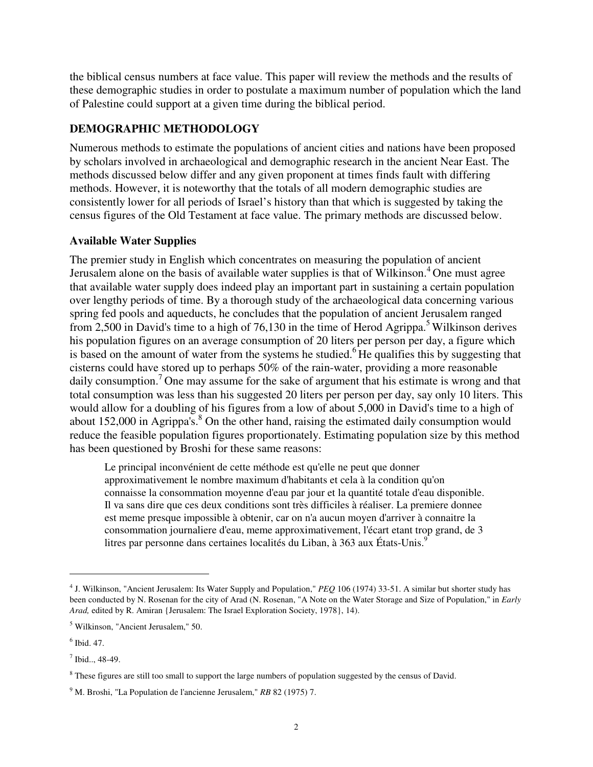the biblical census numbers at face value. This paper will review the methods and the results of these demographic studies in order to postulate a maximum number of population which the land of Palestine could support at a given time during the biblical period.

## DEMOGRAPHIC METHODOLOGY

Numerous methods to estimate the populations of ancient cities and nations have been proposed by scholars involved in archaeological and demographic research in the ancient Near East. The methods discussed below differ and any given proponent at times finds fault with differing methods. However, it is noteworthy that the totals of all modern demographic studies are consistently lower for all periods of Israel's history than that which is suggested by taking the census figures of the Old Testament at face value. The primary methods are discussed below.

### Available Water Supplies

The premier study in English which concentrates on measuring the population of ancient Jerusalem alone on the basis of available water supplies is that of Wilkinson.[4] One must agree that available water supply does indeed play an important part in sustaining a certain population over lengthy periods of time. By a thorough study of the archaeological data concerning various spring fed pools and aqueducts, he concludes that the population of ancient Jerusalem ranged from 2,500 in David's time to a high of 76,130 in the time of Herod Agrippa.[5] Wilkinson derives his population figures on an average consumption of 20 liters per person per day, a figure which is based on the amount of water from the systems he studied.[6] He qualifies this by suggesting that cisterns could have stored up to perhaps 50% of the rain-water, providing a more reasonable daily consumption.[7] One may assume for the sake of argument that his estimate is wrong and that total consumption was less than his suggested 20 liters per person per day, say only 10 liters. This would allow for a doubling of his figures from a low of about 5,000 in David's time to a high of about 152,000 in Agrippa's.[8] On the other hand, raising the estimated daily consumption would reduce the feasible population figures proportionately. Estimating population size by this method has been questioned by Broshi for these same reasons:

> Le principal inconvénient de cette méthode est qu'elle ne peut que donner approximativement le nombre maximum d'habitants et cela à la condition qu'on connaisse la consommation moyenne d'eau par jour et la quantité totale d'eau disponible. Il va sans dire que ces deux conditions sont très difficiles à réaliser. La premiere donnee est meme presque impossible à obtenir, car on n'a aucun moyen d'arriver à connaitre la consommation journaliere d'eau, meme approximativement, l'écart etant trop grand, de 3 litres par personne dans certaines localités du Liban, à 363 aux États-Unis.[9]

---

[4] J. Wilkinson, "Ancient Jerusalem: Its Water Supply and Population," *PEQ* 106 (1974) 33-51. A similar but shorter study has been conducted by N. Rosenan for the city of Arad (N. Rosenan, "A Note on the Water Storage and Size of Population," in *Early Arad,* edited by R. Amiran {Jerusalem: The Israel Exploration Society, 1978}, 14).

[5] Wilkinson, "Ancient Jerusalem," 50.

[6] Ibid. 47.

[7] Ibid.., 48-49.

[8] These figures are still too small to support the large numbers of population suggested by the census of David.

[9] M. Broshi, "La Population de l'ancienne Jerusalem," *RB* 82 (1975) 7.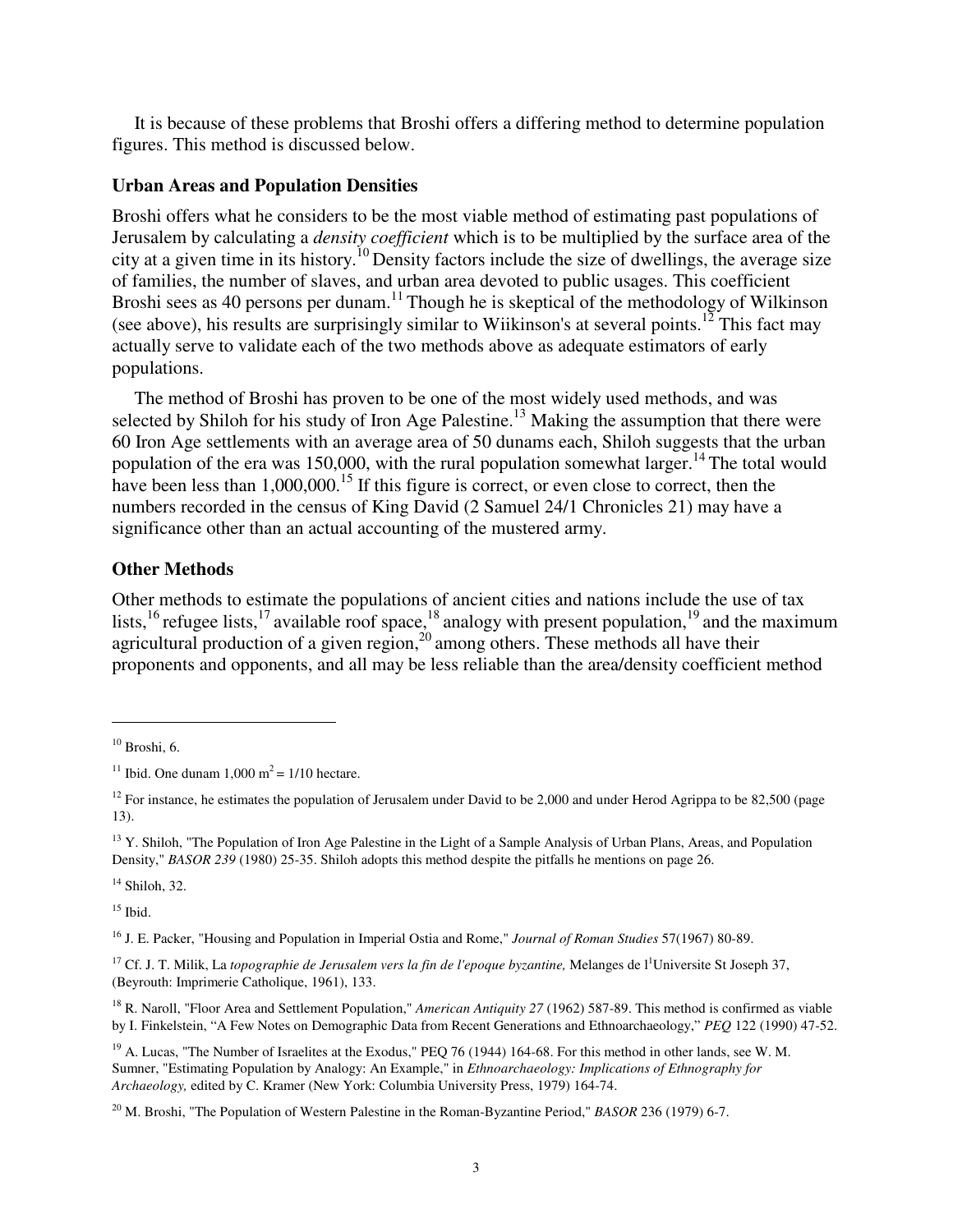It is because of these problems that Broshi offers a differing method to determine population figures. This method is discussed below.

### Urban Areas and Population Densities

Broshi offers what he considers to be the most viable method of estimating past populations of Jerusalem by calculating a *density coefficient* which is to be multiplied by the surface area of the city at a given time in its history.[10] Density factors include the size of dwellings, the average size of families, the number of slaves, and urban area devoted to public usages. This coefficient Broshi sees as 40 persons per dunam.[11] Though he is skeptical of the methodology of Wilkinson (see above), his results are surprisingly similar to Wiikinson's at several points.[12] This fact may actually serve to validate each of the two methods above as adequate estimators of early populations.

The method of Broshi has proven to be one of the most widely used methods, and was selected by Shiloh for his study of Iron Age Palestine.[13] Making the assumption that there were 60 Iron Age settlements with an average area of 50 dunams each, Shiloh suggests that the urban population of the era was 150,000, with the rural population somewhat larger.[14] The total would have been less than 1,000,000.[15] If this figure is correct, or even close to correct, then the numbers recorded in the census of King David (2 Samuel 24/1 Chronicles 21) may have a significance other than an actual accounting of the mustered army.

### Other Methods

Other methods to estimate the populations of ancient cities and nations include the use of tax lists,[16] refugee lists,[17] available roof space,[18] analogy with present population,[19] and the maximum agricultural production of a given region,[20] among others. These methods all have their proponents and opponents, and all may be less reliable than the area/density coefficient method

---

[10] Broshi, 6.

[11] Ibid. One dunam 1,000 $m^2$ = 1/10 hectare.

[12] For instance, he estimates the population of Jerusalem under David to be 2,000 and under Herod Agrippa to be 82,500 (page 13).

[13] Y. Shiloh, "The Population of Iron Age Palestine in the Light of a Sample Analysis of Urban Plans, Areas, and Population Density," *BASOR 239* (1980) 25-35. Shiloh adopts this method despite the pitfalls he mentions on page 26.

[14] Shiloh, 32.

[15] Ibid.

[16] J. E. Packer, "Housing and Population in Imperial Ostia and Rome," *Journal of Roman Studies* 57(1967) 80-89.

[17] Cf. J. T. Milik, La *topographie de Jerusalem vers la fin de l'epoque byzantine,* Melanges de l'Universite St Joseph 37, (Beyrouth: Imprimerie Catholique, 1961), 133.

[18] R. Naroll, "Floor Area and Settlement Population," *American Antiquity 27* (1962) 587-89. This method is confirmed as viable by I. Finkelstein, "A Few Notes on Demographic Data from Recent Generations and Ethnoarchaeology," *PEQ* 122 (1990) 47-52.

[19] A. Lucas, "The Number of Israelites at the Exodus," PEQ 76 (1944) 164-68. For this method in other lands, see W. M. Sumner, "Estimating Population by Analogy: An Example," in *Ethnoarchaeology: Implications of Ethnography for Archaeology,* edited by C. Kramer (New York: Columbia University Press, 1979) 164-74.

[20] M. Broshi, "The Population of Western Palestine in the Roman-Byzantine Period," *BASOR* 236 (1979) 6-7.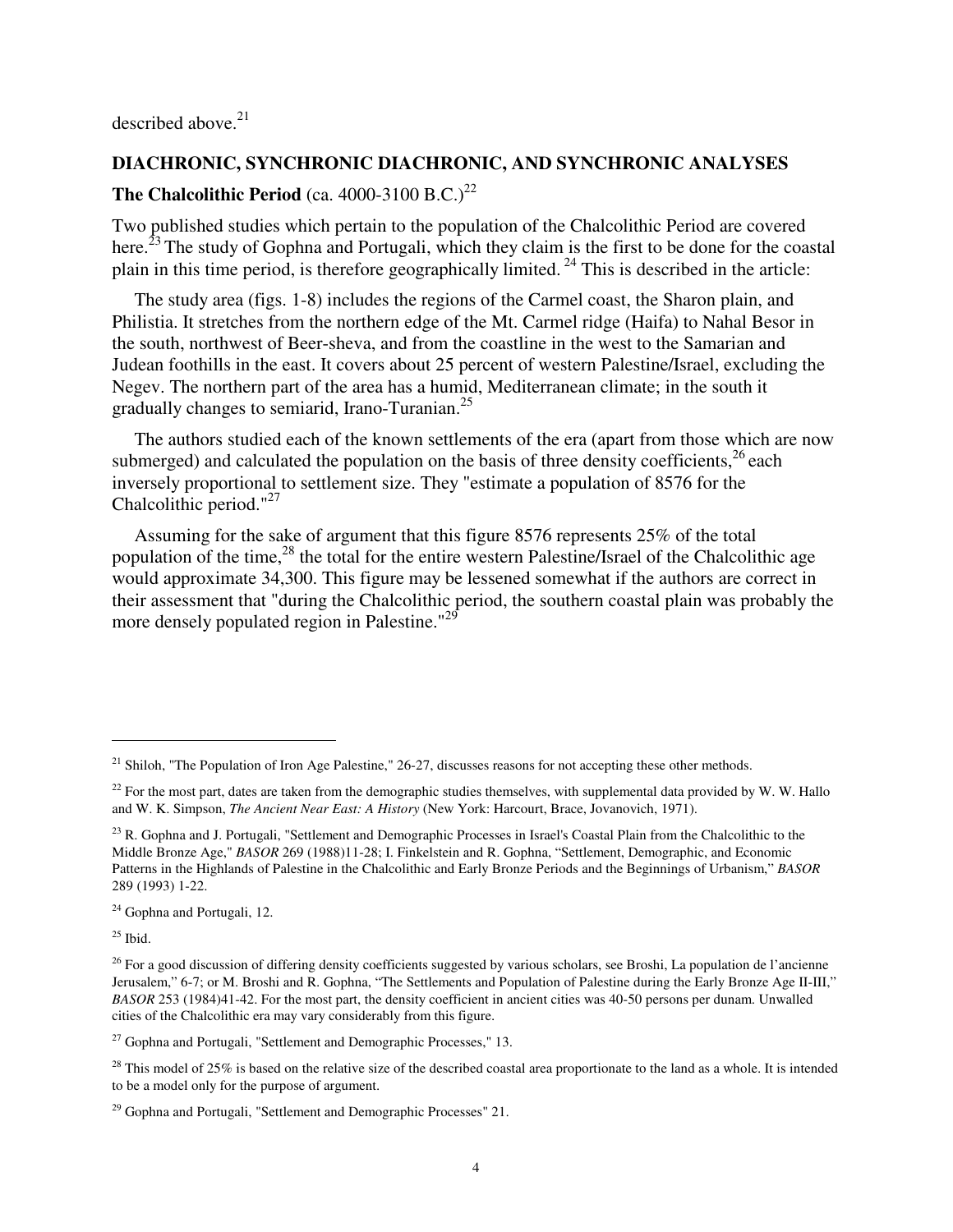described above.[21]

## DIACHRONIC, SYNCHRONIC DIACHRONIC, AND SYNCHRONIC ANALYSES

### The Chalcolithic Period (ca. 4000-3100 B.C.)[22]

Two published studies which pertain to the population of the Chalcolithic Period are covered here.[23] The study of Gophna and Portugali, which they claim is the first to be done for the coastal plain in this time period, is therefore geographically limited.[24] This is described in the article:

> The study area (figs. 1-8) includes the regions of the Carmel coast, the Sharon plain, and Philistia. It stretches from the northern edge of the Mt. Carmel ridge (Haifa) to Nahal Besor in the south, northwest of Beer-sheva, and from the coastline in the west to the Samarian and Judean foothills in the east. It covers about 25 percent of western Palestine/Israel, excluding the Negev. The northern part of the area has a humid, Mediterranean climate; in the south it gradually changes to semiarid, Irano-Turanian.[25]

The authors studied each of the known settlements of the era (apart from those which are now submerged) and calculated the population on the basis of three density coefficients,[26] each inversely proportional to settlement size. They "estimate a population of 8576 for the Chalcolithic period."[27]

Assuming for the sake of argument that this figure 8576 represents 25% of the total population of the time,[28] the total for the entire western Palestine/Israel of the Chalcolithic age would approximate 34,300. This figure may be lessened somewhat if the authors are correct in their assessment that "during the Chalcolithic period, the southern coastal plain was probably the more densely populated region in Palestine."[29]

---

[21] Shiloh, "The Population of Iron Age Palestine," 26-27, discusses reasons for not accepting these other methods.

[22] For the most part, dates are taken from the demographic studies themselves, with supplemental data provided by W. W. Hallo and W. K. Simpson, *The Ancient Near East: A History* (New York: Harcourt, Brace, Jovanovich, 1971).

[23] R. Gophna and J. Portugali, "Settlement and Demographic Processes in Israel's Coastal Plain from the Chalcolithic to the Middle Bronze Age," *BASOR* 269 (1988)11-28; I. Finkelstein and R. Gophna, "Settlement, Demographic, and Economic Patterns in the Highlands of Palestine in the Chalcolithic and Early Bronze Periods and the Beginnings of Urbanism," *BASOR* 289 (1993) 1-22.

[24] Gophna and Portugali, 12.

[25] Ibid.

[26] For a good discussion of differing density coefficients suggested by various scholars, see Broshi, La population de l'ancienne Jerusalem," 6-7; or M. Broshi and R. Gophna, "The Settlements and Population of Palestine during the Early Bronze Age II-III," *BASOR* 253 (1984)41-42. For the most part, the density coefficient in ancient cities was 40-50 persons per dunam. Unwalled cities of the Chalcolithic era may vary considerably from this figure.

[27] Gophna and Portugali, "Settlement and Demographic Processes," 13.

[28] This model of 25% is based on the relative size of the described coastal area proportionate to the land as a whole. It is intended to be a model only for the purpose of argument.

[29] Gophna and Portugali, "Settlement and Demographic Processes" 21.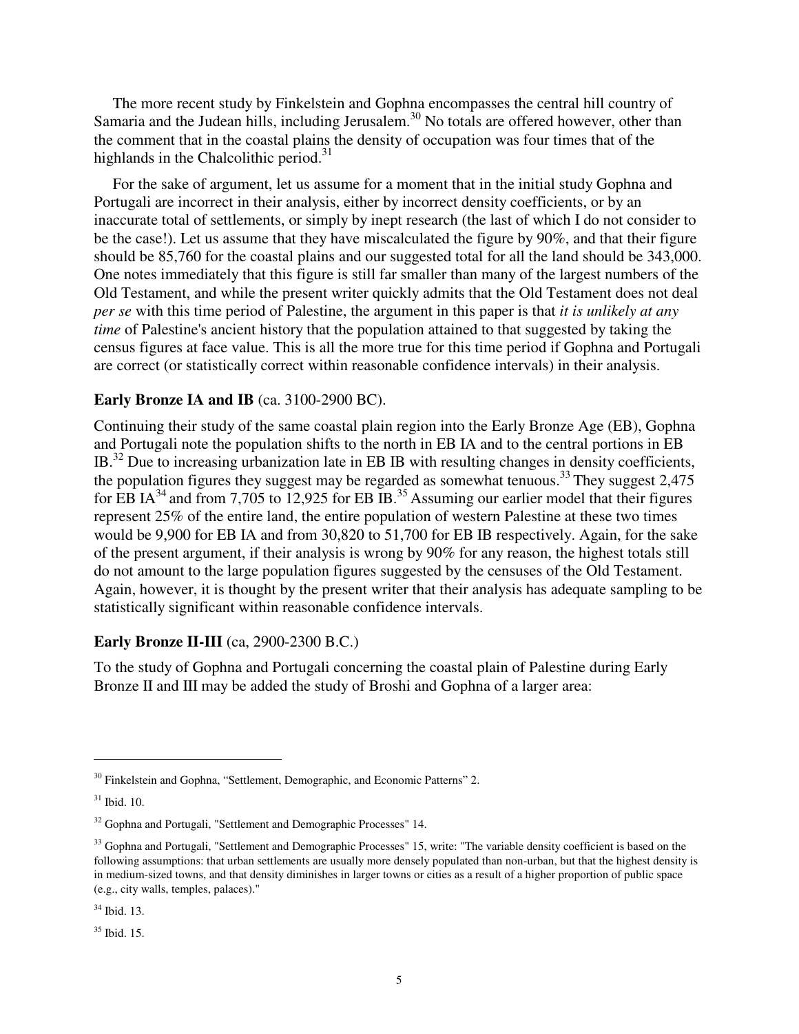The more recent study by Finkelstein and Gophna encompasses the central hill country of Samaria and the Judean hills, including Jerusalem.[30] No totals are offered however, other than the comment that in the coastal plains the density of occupation was four times that of the highlands in the Chalcolithic period.[31]

For the sake of argument, let us assume for a moment that in the initial study Gophna and Portugali are incorrect in their analysis, either by incorrect density coefficients, or by an inaccurate total of settlements, or simply by inept research (the last of which I do not consider to be the case!). Let us assume that they have miscalculated the figure by 90%, and that their figure should be 85,760 for the coastal plains and our suggested total for all the land should be 343,000. One notes immediately that this figure is still far smaller than many of the largest numbers of the Old Testament, and while the present writer quickly admits that the Old Testament does not deal *per se* with this time period of Palestine, the argument in this paper is that *it is unlikely at any time* of Palestine's ancient history that the population attained to that suggested by taking the census figures at face value. This is all the more true for this time period if Gophna and Portugali are correct (or statistically correct within reasonable confidence intervals) in their analysis.

**Early Bronze IA and IB** (ca. 3100-2900 BC).

Continuing their study of the same coastal plain region into the Early Bronze Age (EB), Gophna and Portugali note the population shifts to the north in EB IA and to the central portions in EB IB.[32] Due to increasing urbanization late in EB IB with resulting changes in density coefficients, the population figures they suggest may be regarded as somewhat tenuous.[33] They suggest 2,475 for EB IA[34] and from 7,705 to 12,925 for EB IB.[35] Assuming our earlier model that their figures represent 25% of the entire land, the entire population of western Palestine at these two times would be 9,900 for EB IA and from 30,820 to 51,700 for EB IB respectively. Again, for the sake of the present argument, if their analysis is wrong by 90% for any reason, the highest totals still do not amount to the large population figures suggested by the censuses of the Old Testament. Again, however, it is thought by the present writer that their analysis has adequate sampling to be statistically significant within reasonable confidence intervals.

**Early Bronze II-III** (ca, 2900-2300 B.C.)

To the study of Gophna and Portugali concerning the coastal plain of Palestine during Early Bronze II and III may be added the study of Broshi and Gophna of a larger area:

---

[30] Finkelstein and Gophna, "Settlement, Demographic, and Economic Patterns" 2.

[31] Ibid. 10.

[32] Gophna and Portugali, "Settlement and Demographic Processes" 14.

[33] Gophna and Portugali, "Settlement and Demographic Processes" 15, write: "The variable density coefficient is based on the following assumptions: that urban settlements are usually more densely populated than non-urban, but that the highest density is in medium-sized towns, and that density diminishes in larger towns or cities as a result of a higher proportion of public space (e.g., city walls, temples, palaces)."

[34] Ibid. 13.

[35] Ibid. 15.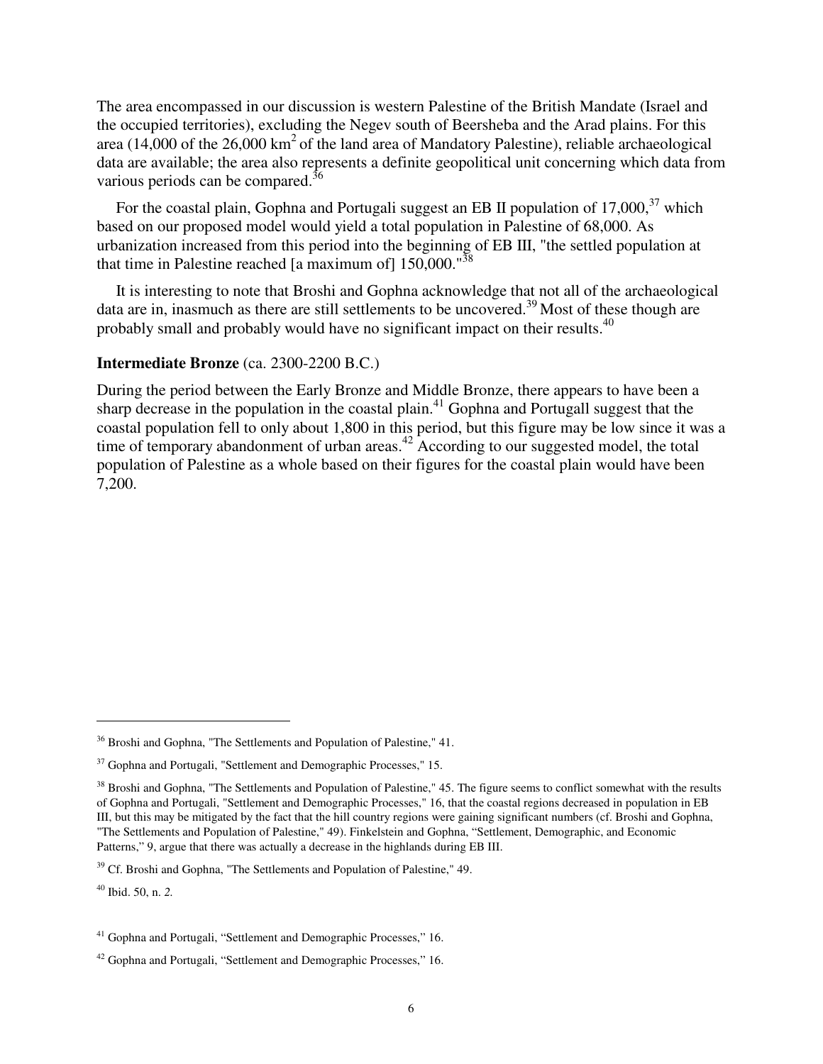The area encompassed in our discussion is western Palestine of the British Mandate (Israel and the occupied territories), excluding the Negev south of Beersheba and the Arad plains. For this area (14,000 of the 26,000 $km^2$ of the land area of Mandatory Palestine), reliable archaeological data are available; the area also represents a definite geopolitical unit concerning which data from various periods can be compared.[36]

For the coastal plain, Gophna and Portugali suggest an EB II population of 17,000,[37] which based on our proposed model would yield a total population in Palestine of 68,000. As urbanization increased from this period into the beginning of EB III, "the settled population at that time in Palestine reached [a maximum of] 150,000."[38]

It is interesting to note that Broshi and Gophna acknowledge that not all of the archaeological data are in, inasmuch as there are still settlements to be uncovered.[39] Most of these though are probably small and probably would have no significant impact on their results.[40]

**Intermediate Bronze** (ca. 2300-2200 B.C.)

During the period between the Early Bronze and Middle Bronze, there appears to have been a sharp decrease in the population in the coastal plain.[41] Gophna and Portugall suggest that the coastal population fell to only about 1,800 in this period, but this figure may be low since it was a time of temporary abandonment of urban areas.[42] According to our suggested model, the total population of Palestine as a whole based on their figures for the coastal plain would have been 7,200.

---

[36] Broshi and Gophna, "The Settlements and Population of Palestine," 41.

[37] Gophna and Portugali, "Settlement and Demographic Processes," 15.

[38] Broshi and Gophna, "The Settlements and Population of Palestine," 45. The figure seems to conflict somewhat with the results of Gophna and Portugali, "Settlement and Demographic Processes," 16, that the coastal regions decreased in population in EB III, but this may be mitigated by the fact that the hill country regions were gaining significant numbers (cf. Broshi and Gophna, "The Settlements and Population of Palestine," 49). Finkelstein and Gophna, "Settlement, Demographic, and Economic Patterns," 9, argue that there was actually a decrease in the highlands during EB III.

[39] Cf. Broshi and Gophna, "The Settlements and Population of Palestine," 49.

[40] Ibid. 50, n. *2.*

[41] Gophna and Portugali, "Settlement and Demographic Processes," 16.

[42] Gophna and Portugali, "Settlement and Demographic Processes," 16.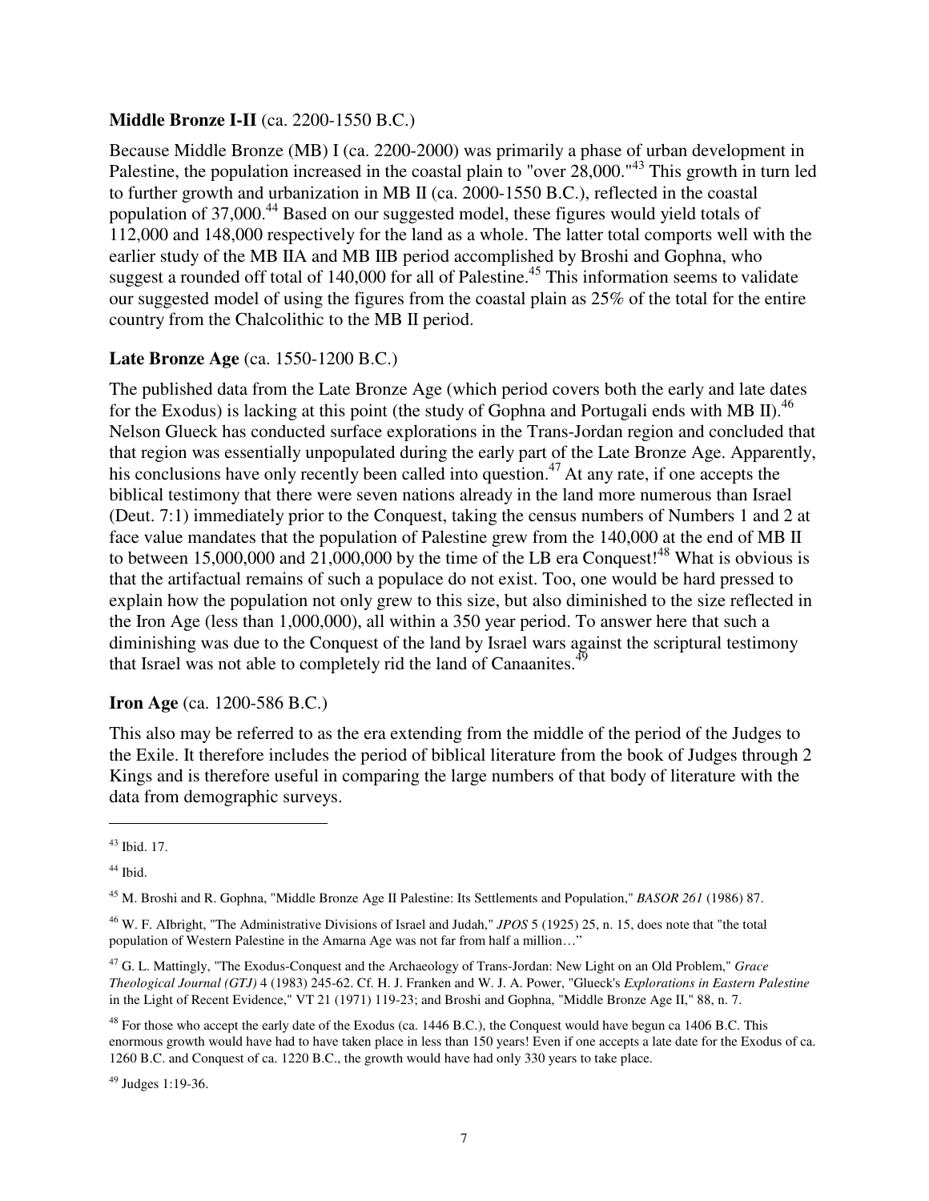**Middle Bronze I-II** (ca. 2200-1550 B.C.)

Because Middle Bronze (MB) I (ca. 2200-2000) was primarily a phase of urban development in Palestine, the population increased in the coastal plain to "over 28,000."[43] This growth in turn led to further growth and urbanization in MB II (ca. 2000-1550 B.C.), reflected in the coastal population of 37,000.[44] Based on our suggested model, these figures would yield totals of 112,000 and 148,000 respectively for the land as a whole. The latter total comports well with the earlier study of the MB IIA and MB IIB period accomplished by Broshi and Gophna, who suggest a rounded off total of 140,000 for all of Palestine.[45] This information seems to validate our suggested model of using the figures from the coastal plain as 25% of the total for the entire country from the Chalcolithic to the MB II period.

**Late Bronze Age** (ca. 1550-1200 B.C.)

The published data from the Late Bronze Age (which period covers both the early and late dates for the Exodus) is lacking at this point (the study of Gophna and Portugali ends with MB II).[46] Nelson Glueck has conducted surface explorations in the Trans-Jordan region and concluded that that region was essentially unpopulated during the early part of the Late Bronze Age. Apparently, his conclusions have only recently been called into question.[47] At any rate, if one accepts the biblical testimony that there were seven nations already in the land more numerous than Israel (Deut. 7:1) immediately prior to the Conquest, taking the census numbers of Numbers 1 and 2 at face value mandates that the population of Palestine grew from the 140,000 at the end of MB II to between 15,000,000 and 21,000,000 by the time of the LB era Conquest![48] What is obvious is that the artifactual remains of such a populace do not exist. Too, one would be hard pressed to explain how the population not only grew to this size, but also diminished to the size reflected in the Iron Age (less than 1,000,000), all within a 350 year period. To answer here that such a diminishing was due to the Conquest of the land by Israel wars against the scriptural testimony that Israel was not able to completely rid the land of Canaanites.[49]

**Iron Age** (ca. 1200-586 B.C.)

This also may be referred to as the era extending from the middle of the period of the Judges to the Exile. It therefore includes the period of biblical literature from the book of Judges through 2 Kings and is therefore useful in comparing the large numbers of that body of literature with the data from demographic surveys.

---

[43] Ibid. 17.

[44] Ibid.

[45] M. Broshi and R. Gophna, "Middle Bronze Age II Palestine: Its Settlements and Population," *BASOR 261* (1986) 87.

[46] W. F. Albright, "The Administrative Divisions of Israel and Judah," *JPOS* 5 (1925) 25, n. 15, does note that "the total population of Western Palestine in the Amarna Age was not far from half a million…"

[47] G. L. Mattingly, "The Exodus-Conquest and the Archaeology of Trans-Jordan: New Light on an Old Problem," *Grace Theological Journal (GTJ)* 4 (1983) 245-62. Cf. H. J. Franken and W. J. A. Power, "Glueck's *Explorations in Eastern Palestine* in the Light of Recent Evidence," VT 21 (1971) 119-23; and Broshi and Gophna, "Middle Bronze Age II," 88, n. 7.

[48] For those who accept the early date of the Exodus (ca. 1446 B.C.), the Conquest would have begun ca 1406 B.C. This enormous growth would have had to have taken place in less than 150 years! Even if one accepts a late date for the Exodus of ca. 1260 B.C. and Conquest of ca. 1220 B.C., the growth would have had only 330 years to take place.

[49] Judges 1:19-36.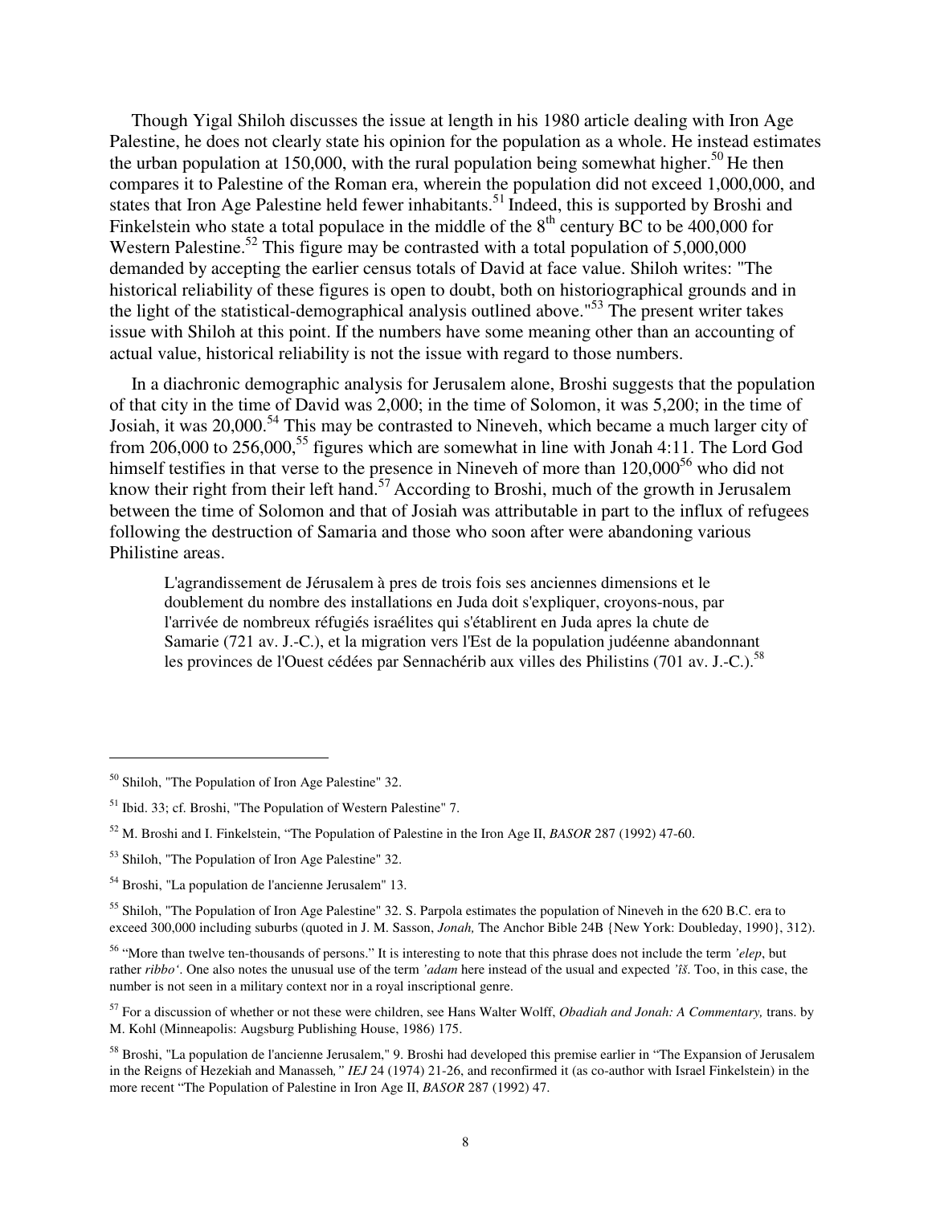Though Yigal Shiloh discusses the issue at length in his 1980 article dealing with Iron Age Palestine, he does not clearly state his opinion for the population as a whole. He instead estimates the urban population at 150,000, with the rural population being somewhat higher.[50] He then compares it to Palestine of the Roman era, wherein the population did not exceed 1,000,000, and states that Iron Age Palestine held fewer inhabitants.[51] Indeed, this is supported by Broshi and Finkelstein who state a total populace in the middle of the 8th century BC to be 400,000 for Western Palestine.[52] This figure may be contrasted with a total population of 5,000,000 demanded by accepting the earlier census totals of David at face value. Shiloh writes: "The historical reliability of these figures is open to doubt, both on historiographical grounds and in the light of the statistical-demographical analysis outlined above."[53] The present writer takes issue with Shiloh at this point. If the numbers have some meaning other than an accounting of actual value, historical reliability is not the issue with regard to those numbers.

In a diachronic demographic analysis for Jerusalem alone, Broshi suggests that the population of that city in the time of David was 2,000; in the time of Solomon, it was 5,200; in the time of Josiah, it was 20,000.[54] This may be contrasted to Nineveh, which became a much larger city of from 206,000 to 256,000,[55] figures which are somewhat in line with Jonah 4:11. The Lord God himself testifies in that verse to the presence in Nineveh of more than 120,000[56] who did not know their right from their left hand.[57] According to Broshi, much of the growth in Jerusalem between the time of Solomon and that of Josiah was attributable in part to the influx of refugees following the destruction of Samaria and those who soon after were abandoning various Philistine areas.

> L'agrandissement de Jérusalem à pres de trois fois ses anciennes dimensions et le doublement du nombre des installations en Juda doit s'expliquer, croyons-nous, par l'arrivée de nombreux réfugiés israélites qui s'établirent en Juda apres la chute de Samarie (721 av. J.-C.), et la migration vers l'Est de la population judéenne abandonnant les provinces de l'Ouest cédées par Sennachérib aux villes des Philistins (701 av. J.-C.).[58]

---

[50] Shiloh, "The Population of Iron Age Palestine" 32.

[51] Ibid. 33; cf. Broshi, "The Population of Western Palestine" 7.

[52] M. Broshi and I. Finkelstein, "The Population of Palestine in the Iron Age II, *BASOR* 287 (1992) 47-60.

[53] Shiloh, "The Population of Iron Age Palestine" 32.

[54] Broshi, "La population de l'ancienne Jerusalem" 13.

[55] Shiloh, "The Population of Iron Age Palestine" 32. S. Parpola estimates the population of Nineveh in the 620 B.C. era to exceed 300,000 including suburbs (quoted in J. M. Sasson, *Jonah,* The Anchor Bible 24B {New York: Doubleday, 1990}, 312).

[56] "More than twelve ten-thousands of persons." It is interesting to note that this phrase does not include the term *'elep*, but rather *ribbo'*. One also notes the unusual use of the term *'adam* here instead of the usual and expected *'îš*. Too, in this case, the number is not seen in a military context nor in a royal inscriptional genre.

[57] For a discussion of whether or not these were children, see Hans Walter Wolff, *Obadiah and Jonah: A Commentary,* trans. by M. Kohl (Minneapolis: Augsburg Publishing House, 1986) 175.

[58] Broshi, "La population de l'ancienne Jerusalem," 9. Broshi had developed this premise earlier in "The Expansion of Jerusalem in the Reigns of Hezekiah and Manasseh*," IEJ* 24 (1974) 21-26, and reconfirmed it (as co-author with Israel Finkelstein) in the more recent "The Population of Palestine in Iron Age II, *BASOR* 287 (1992) 47.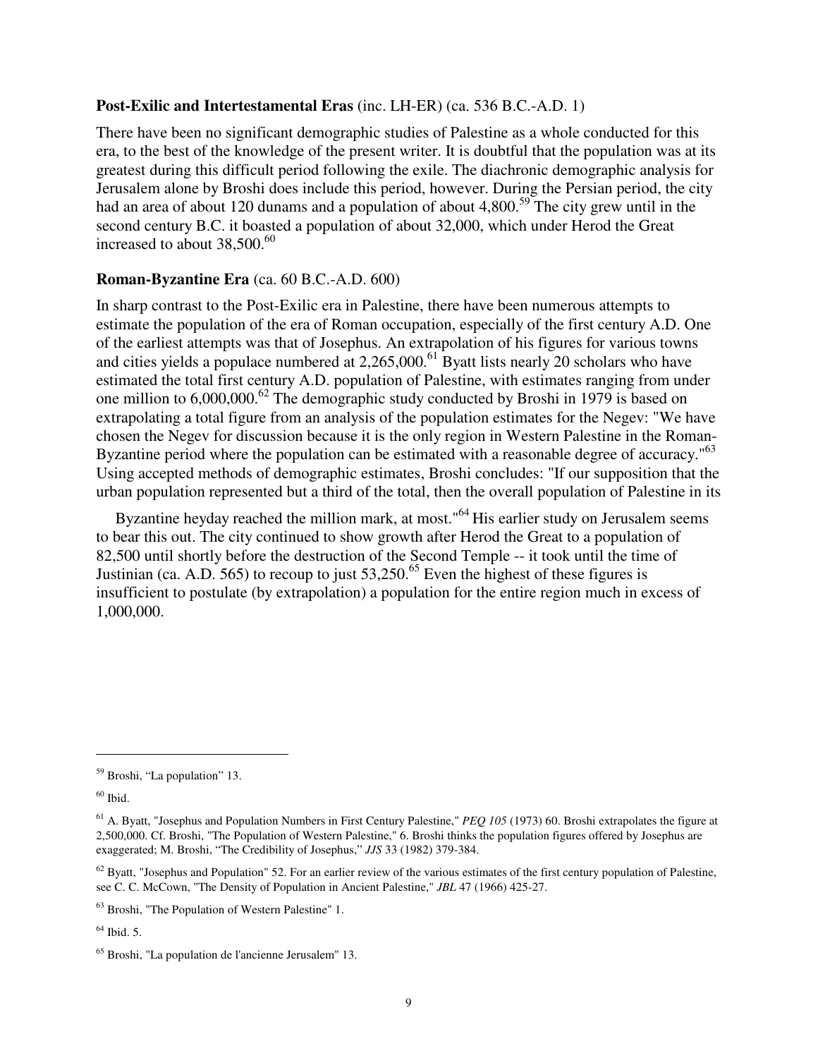**Post-Exilic and Intertestamental Eras** (inc. LH-ER) (ca. 536 B.C.-A.D. 1)

There have been no significant demographic studies of Palestine as a whole conducted for this era, to the best of the knowledge of the present writer. It is doubtful that the population was at its greatest during this difficult period following the exile. The diachronic demographic analysis for Jerusalem alone by Broshi does include this period, however. During the Persian period, the city had an area of about 120 dunams and a population of about 4,800.[59] The city grew until in the second century B.C. it boasted a population of about 32,000, which under Herod the Great increased to about 38,500.[60]

**Roman-Byzantine Era** (ca. 60 B.C.-A.D. 600)

In sharp contrast to the Post-Exilic era in Palestine, there have been numerous attempts to estimate the population of the era of Roman occupation, especially of the first century A.D. One of the earliest attempts was that of Josephus. An extrapolation of his figures for various towns and cities yields a populace numbered at 2,265,000.[61] Byatt lists nearly 20 scholars who have estimated the total first century A.D. population of Palestine, with estimates ranging from under one million to 6,000,000.[62] The demographic study conducted by Broshi in 1979 is based on extrapolating a total figure from an analysis of the population estimates for the Negev: "We have chosen the Negev for discussion because it is the only region in Western Palestine in the Roman-Byzantine period where the population can be estimated with a reasonable degree of accuracy."[63] Using accepted methods of demographic estimates, Broshi concludes: "If our supposition that the urban population represented but a third of the total, then the overall population of Palestine in its Byzantine heyday reached the million mark, at most."[64] His earlier study on Jerusalem seems to bear this out. The city continued to show growth after Herod the Great to a population of 82,500 until shortly before the destruction of the Second Temple -- it took until the time of Justinian (ca. A.D. 565) to recoup to just 53,250.[65] Even the highest of these figures is insufficient to postulate (by extrapolation) a population for the entire region much in excess of 1,000,000.

---

[59] Broshi, "La population" 13.

[60] Ibid.

[61] A. Byatt, "Josephus and Population Numbers in First Century Palestine," *PEQ 105* (1973) 60. Broshi extrapolates the figure at 2,500,000. Cf. Broshi, "The Population of Western Palestine," 6. Broshi thinks the population figures offered by Josephus are exaggerated; M. Broshi, "The Credibility of Josephus," *JJS* 33 (1982) 379-384.

[62] Byatt, "Josephus and Population" 52. For an earlier review of the various estimates of the first century population of Palestine, see C. C. McCown, "The Density of Population in Ancient Palestine," *JBL* 47 (1966) 425-27.

[63] Broshi, "The Population of Western Palestine" 1.

[64] Ibid. 5.

[65] Broshi, "La population de l'ancienne Jerusalem" 13.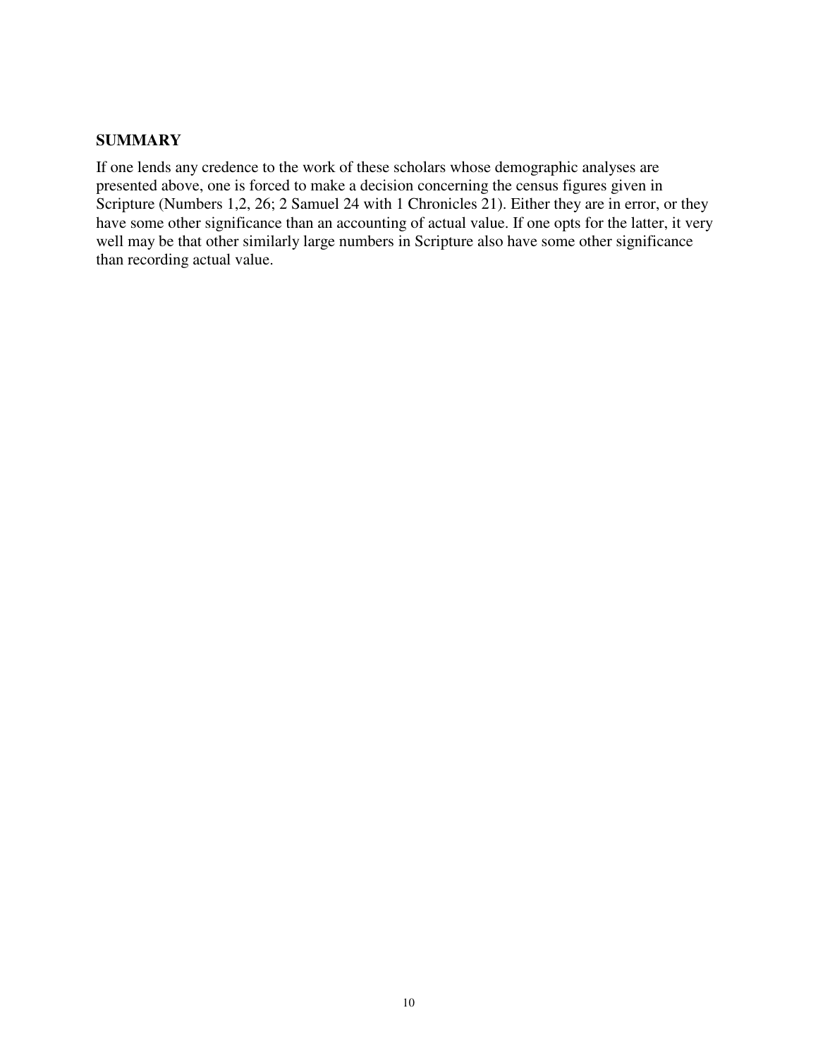## SUMMARY

If one lends any credence to the work of these scholars whose demographic analyses are presented above, one is forced to make a decision concerning the census figures given in Scripture (Numbers 1,2, 26; 2 Samuel 24 with 1 Chronicles 21). Either they are in error, or they have some other significance than an accounting of actual value. If one opts for the latter, it very well may be that other similarly large numbers in Scripture also have some other significance than recording actual value.